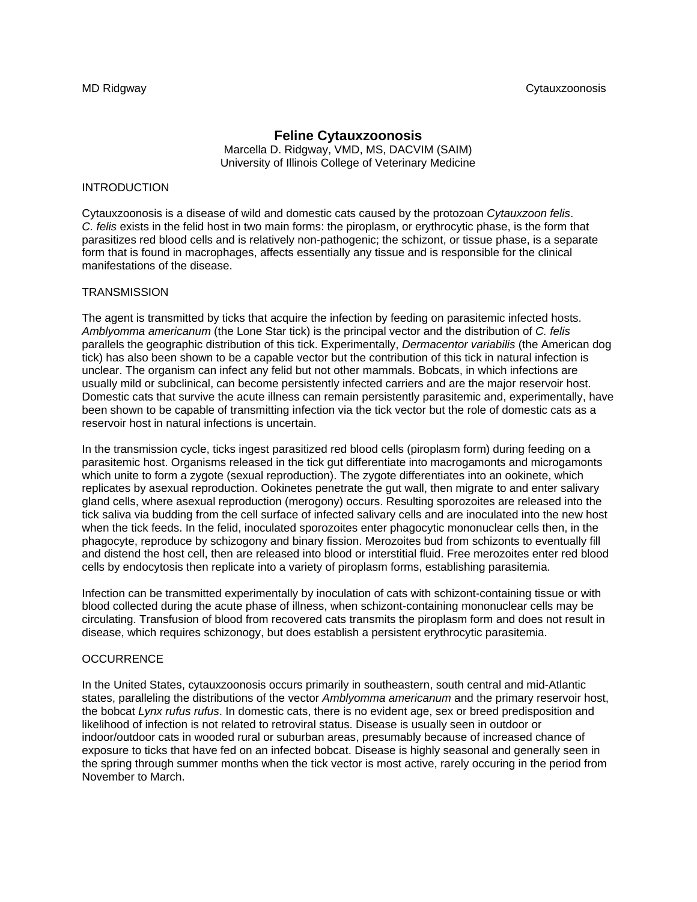# Feline Cytauxzoonosis

Marcella D. Ridgway, VMD, MS, DACVIM (SAIM)
University of Illinois College of Veterinary Medicine

## INTRODUCTION

Cytauxzoonosis is a disease of wild and domestic cats caused by the protozoan *Cytauxzoon felis*. *C. felis* exists in the felid host in two main forms: the piroplasm, or erythrocytic phase, is the form that parasitizes red blood cells and is relatively non-pathogenic; the schizont, or tissue phase, is a separate form that is found in macrophages, affects essentially any tissue and is responsible for the clinical manifestations of the disease.

## TRANSMISSION

The agent is transmitted by ticks that acquire the infection by feeding on parasitemic infected hosts. *Amblyomma americanum* (the Lone Star tick) is the principal vector and the distribution of *C. felis* parallels the geographic distribution of this tick. Experimentally, *Dermacentor variabilis* (the American dog tick) has also been shown to be a capable vector but the contribution of this tick in natural infection is unclear. The organism can infect any felid but not other mammals. Bobcats, in which infections are usually mild or subclinical, can become persistently infected carriers and are the major reservoir host. Domestic cats that survive the acute illness can remain persistently parasitemic and, experimentally, have been shown to be capable of transmitting infection via the tick vector but the role of domestic cats as a reservoir host in natural infections is uncertain.

In the transmission cycle, ticks ingest parasitized red blood cells (piroplasm form) during feeding on a parasitemic host. Organisms released in the tick gut differentiate into macrogamonts and microgamonts which unite to form a zygote (sexual reproduction). The zygote differentiates into an ookinete, which replicates by asexual reproduction. Ookinetes penetrate the gut wall, then migrate to and enter salivary gland cells, where asexual reproduction (merogony) occurs. Resulting sporozoites are released into the tick saliva via budding from the cell surface of infected salivary cells and are inoculated into the new host when the tick feeds. In the felid, inoculated sporozoites enter phagocytic mononuclear cells then, in the phagocyte, reproduce by schizogony and binary fission. Merozoites bud from schizonts to eventually fill and distend the host cell, then are released into blood or interstitial fluid. Free merozoites enter red blood cells by endocytosis then replicate into a variety of piroplasm forms, establishing parasitemia.

Infection can be transmitted experimentally by inoculation of cats with schizont-containing tissue or with blood collected during the acute phase of illness, when schizont-containing mononuclear cells may be circulating. Transfusion of blood from recovered cats transmits the piroplasm form and does not result in disease, which requires schizonogy, but does establish a persistent erythrocytic parasitemia.

## OCCURRENCE

In the United States, cytauxzoonosis occurs primarily in southeastern, south central and mid-Atlantic states, paralleling the distributions of the vector *Amblyomma americanum* and the primary reservoir host, the bobcat *Lynx rufus rufus*. In domestic cats, there is no evident age, sex or breed predisposition and likelihood of infection is not related to retroviral status. Disease is usually seen in outdoor or indoor/outdoor cats in wooded rural or suburban areas, presumably because of increased chance of exposure to ticks that have fed on an infected bobcat. Disease is highly seasonal and generally seen in the spring through summer months when the tick vector is most active, rarely occuring in the period from November to March.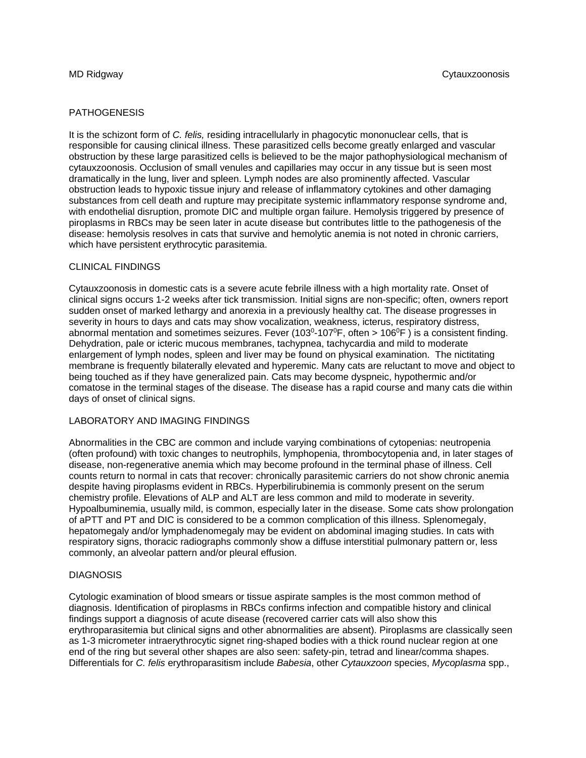## PATHOGENESIS

It is the schizont form of *C. felis,* residing intracellularly in phagocytic mononuclear cells, that is responsible for causing clinical illness. These parasitized cells become greatly enlarged and vascular obstruction by these large parasitized cells is believed to be the major pathophysiological mechanism of cytauxzoonosis. Occlusion of small venules and capillaries may occur in any tissue but is seen most dramatically in the lung, liver and spleen. Lymph nodes are also prominently affected. Vascular obstruction leads to hypoxic tissue injury and release of inflammatory cytokines and other damaging substances from cell death and rupture may precipitate systemic inflammatory response syndrome and, with endothelial disruption, promote DIC and multiple organ failure. Hemolysis triggered by presence of piroplasms in RBCs may be seen later in acute disease but contributes little to the pathogenesis of the disease: hemolysis resolves in cats that survive and hemolytic anemia is not noted in chronic carriers, which have persistent erythrocytic parasitemia.

## CLINICAL FINDINGS

Cytauxzoonosis in domestic cats is a severe acute febrile illness with a high mortality rate. Onset of clinical signs occurs 1-2 weeks after tick transmission. Initial signs are non-specific; often, owners report sudden onset of marked lethargy and anorexia in a previously healthy cat. The disease progresses in severity in hours to days and cats may show vocalization, weakness, icterus, respiratory distress, abnormal mentation and sometimes seizures. Fever ($103^0$-$107^0$F, often > $106^0$F ) is a consistent finding. Dehydration, pale or icteric mucous membranes, tachypnea, tachycardia and mild to moderate enlargement of lymph nodes, spleen and liver may be found on physical examination. The nictitating membrane is frequently bilaterally elevated and hyperemic. Many cats are reluctant to move and object to being touched as if they have generalized pain. Cats may become dyspneic, hypothermic and/or comatose in the terminal stages of the disease. The disease has a rapid course and many cats die within days of onset of clinical signs.

## LABORATORY AND IMAGING FINDINGS

Abnormalities in the CBC are common and include varying combinations of cytopenias: neutropenia (often profound) with toxic changes to neutrophils, lymphopenia, thrombocytopenia and, in later stages of disease, non-regenerative anemia which may become profound in the terminal phase of illness. Cell counts return to normal in cats that recover: chronically parasitemic carriers do not show chronic anemia despite having piroplasms evident in RBCs. Hyperbilirubinemia is commonly present on the serum chemistry profile. Elevations of ALP and ALT are less common and mild to moderate in severity. Hypoalbuminemia, usually mild, is common, especially later in the disease. Some cats show prolongation of aPTT and PT and DIC is considered to be a common complication of this illness. Splenomegaly, hepatomegaly and/or lymphadenomegaly may be evident on abdominal imaging studies. In cats with respiratory signs, thoracic radiographs commonly show a diffuse interstitial pulmonary pattern or, less commonly, an alveolar pattern and/or pleural effusion.

## DIAGNOSIS

Cytologic examination of blood smears or tissue aspirate samples is the most common method of diagnosis. Identification of piroplasms in RBCs confirms infection and compatible history and clinical findings support a diagnosis of acute disease (recovered carrier cats will also show this erythroparasitemia but clinical signs and other abnormalities are absent). Piroplasms are classically seen as 1-3 micrometer intraerythrocytic signet ring-shaped bodies with a thick round nuclear region at one end of the ring but several other shapes are also seen: safety-pin, tetrad and linear/comma shapes. Differentials for *C. felis* erythroparasitism include *Babesia*, other *Cytauxzoon* species, *Mycoplasma* spp.,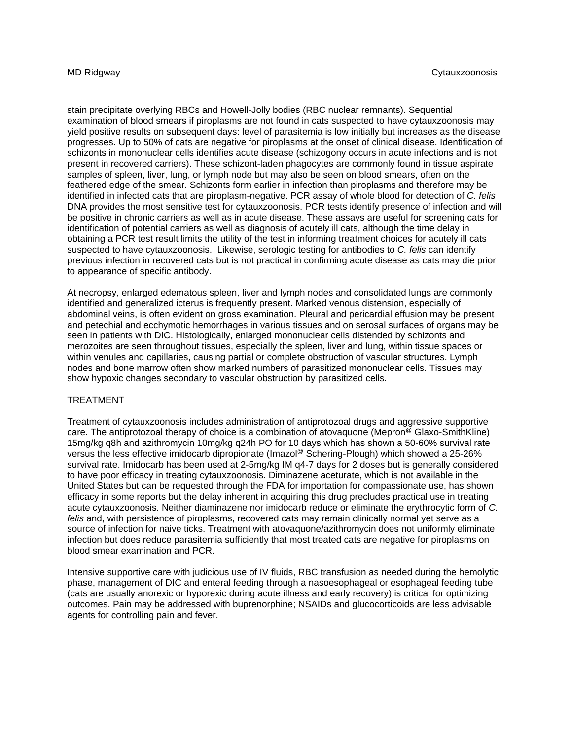stain precipitate overlying RBCs and Howell-Jolly bodies (RBC nuclear remnants). Sequential examination of blood smears if piroplasms are not found in cats suspected to have cytauxzoonosis may yield positive results on subsequent days: level of parasitemia is low initially but increases as the disease progresses. Up to 50% of cats are negative for piroplasms at the onset of clinical disease. Identification of schizonts in mononuclear cells identifies acute disease (schizogony occurs in acute infections and is not present in recovered carriers). These schizont-laden phagocytes are commonly found in tissue aspirate samples of spleen, liver, lung, or lymph node but may also be seen on blood smears, often on the feathered edge of the smear. Schizonts form earlier in infection than piroplasms and therefore may be identified in infected cats that are piroplasm-negative. PCR assay of whole blood for detection of *C. felis* DNA provides the most sensitive test for cytauxzoonosis. PCR tests identify presence of infection and will be positive in chronic carriers as well as in acute disease. These assays are useful for screening cats for identification of potential carriers as well as diagnosis of acutely ill cats, although the time delay in obtaining a PCR test result limits the utility of the test in informing treatment choices for acutely ill cats suspected to have cytauxzoonosis. Likewise, serologic testing for antibodies to *C. felis* can identify previous infection in recovered cats but is not practical in confirming acute disease as cats may die prior to appearance of specific antibody.

At necropsy, enlarged edematous spleen, liver and lymph nodes and consolidated lungs are commonly identified and generalized icterus is frequently present. Marked venous distension, especially of abdominal veins, is often evident on gross examination. Pleural and pericardial effusion may be present and petechial and ecchymotic hemorrhages in various tissues and on serosal surfaces of organs may be seen in patients with DIC. Histologically, enlarged mononuclear cells distended by schizonts and merozoites are seen throughout tissues, especially the spleen, liver and lung, within tissue spaces or within venules and capillaries, causing partial or complete obstruction of vascular structures. Lymph nodes and bone marrow often show marked numbers of parasitized mononuclear cells. Tissues may show hypoxic changes secondary to vascular obstruction by parasitized cells.

## TREATMENT

Treatment of cytauxzoonosis includes administration of antiprotozoal drugs and aggressive supportive care. The antiprotozoal therapy of choice is a combination of atovaquone (Mepron@ Glaxo-SmithKline) 15mg/kg q8h and azithromycin 10mg/kg q24h PO for 10 days which has shown a 50-60% survival rate versus the less effective imidocarb dipropionate (Imazol@ Schering-Plough) which showed a 25-26% survival rate. Imidocarb has been used at 2-5mg/kg IM q4-7 days for 2 doses but is generally considered to have poor efficacy in treating cytauxzoonosis. Diminazene aceturate, which is not available in the United States but can be requested through the FDA for importation for compassionate use, has shown efficacy in some reports but the delay inherent in acquiring this drug precludes practical use in treating acute cytauxzoonosis. Neither diaminazene nor imidocarb reduce or eliminate the erythrocytic form of *C. felis* and, with persistence of piroplasms, recovered cats may remain clinically normal yet serve as a source of infection for naive ticks. Treatment with atovaquone/azithromycin does not uniformly eliminate infection but does reduce parasitemia sufficiently that most treated cats are negative for piroplasms on blood smear examination and PCR.

Intensive supportive care with judicious use of IV fluids, RBC transfusion as needed during the hemolytic phase, management of DIC and enteral feeding through a nasoesophageal or esophageal feeding tube (cats are usually anorexic or hyporexic during acute illness and early recovery) is critical for optimizing outcomes. Pain may be addressed with buprenorphine; NSAIDs and glucocorticoids are less advisable agents for controlling pain and fever.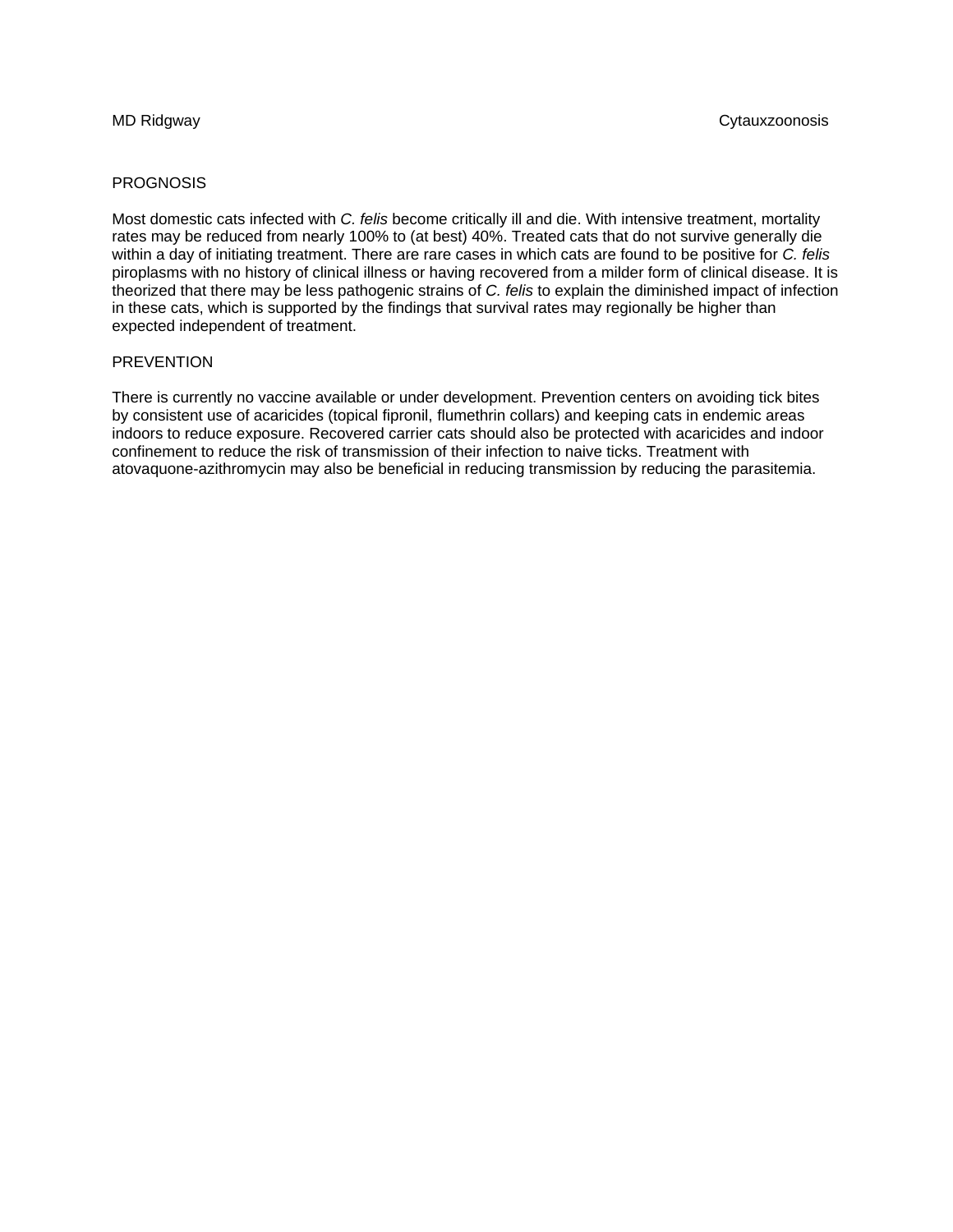## PROGNOSIS

Most domestic cats infected with *C. felis* become critically ill and die. With intensive treatment, mortality rates may be reduced from nearly 100% to (at best) 40%. Treated cats that do not survive generally die within a day of initiating treatment. There are rare cases in which cats are found to be positive for *C. felis* piroplasms with no history of clinical illness or having recovered from a milder form of clinical disease. It is theorized that there may be less pathogenic strains of *C. felis* to explain the diminished impact of infection in these cats, which is supported by the findings that survival rates may regionally be higher than expected independent of treatment.

## PREVENTION

There is currently no vaccine available or under development. Prevention centers on avoiding tick bites by consistent use of acaricides (topical fipronil, flumethrin collars) and keeping cats in endemic areas indoors to reduce exposure. Recovered carrier cats should also be protected with acaricides and indoor confinement to reduce the risk of transmission of their infection to naive ticks. Treatment with atovaquone-azithromycin may also be beneficial in reducing transmission by reducing the parasitemia.